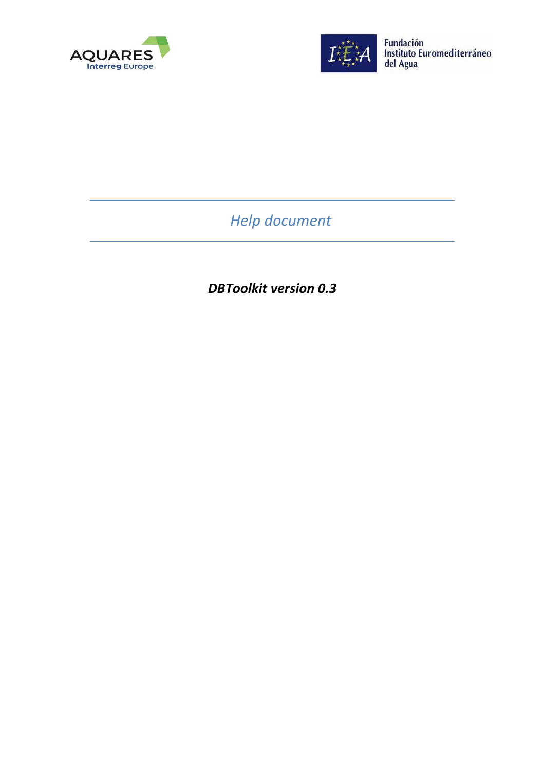*Help document*

***DBToolkit version 0.3***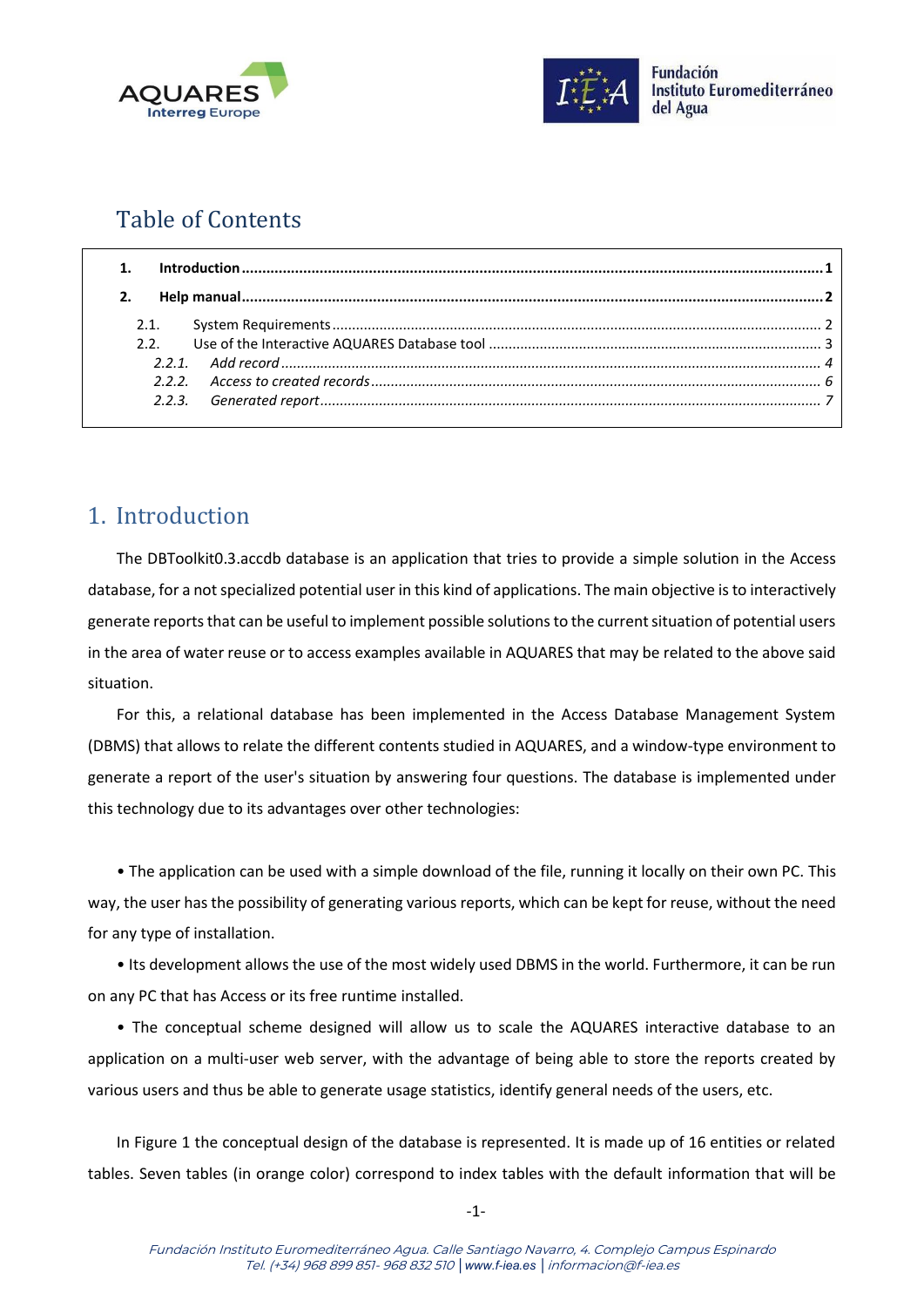## Table of Contents

| | | |
|---|---|---|
| **1.** | **Introduction** | **1** |
| **2.** | **Help manual** | **2** |
| 2.1. | System Requirements | 2 |
| 2.2. | Use of the Interactive AQUARES Database tool | 3 |
| *2.2.1.* | *Add record* | *4* |
| *2.2.2.* | *Access to created records* | *6* |
| *2.2.3.* | *Generated report* | *7* |

# 1. Introduction

The DBToolkit0.3.accdb database is an application that tries to provide a simple solution in the Access database, for a not specialized potential user in this kind of applications. The main objective is to interactively generate reports that can be useful to implement possible solutions to the current situation of potential users in the area of water reuse or to access examples available in AQUARES that may be related to the above said situation.

For this, a relational database has been implemented in the Access Database Management System (DBMS) that allows to relate the different contents studied in AQUARES, and a window-type environment to generate a report of the user's situation by answering four questions. The database is implemented under this technology due to its advantages over other technologies:

• The application can be used with a simple download of the file, running it locally on their own PC. This way, the user has the possibility of generating various reports, which can be kept for reuse, without the need for any type of installation.

• Its development allows the use of the most widely used DBMS in the world. Furthermore, it can be run on any PC that has Access or its free runtime installed.

• The conceptual scheme designed will allow us to scale the AQUARES interactive database to an application on a multi-user web server, with the advantage of being able to store the reports created by various users and thus be able to generate usage statistics, identify general needs of the users, etc.

In Figure 1 the conceptual design of the database is represented. It is made up of 16 entities or related tables. Seven tables (in orange color) correspond to index tables with the default information that will be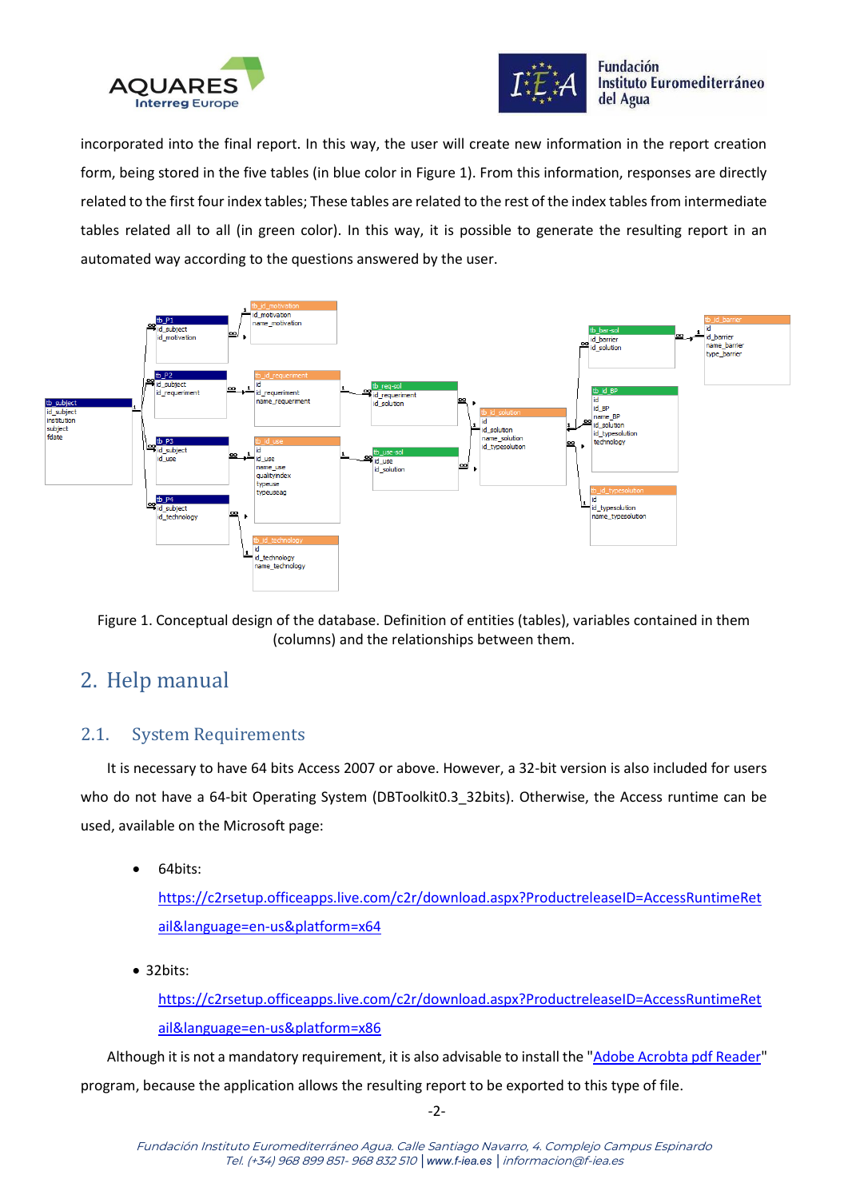incorporated into the final report. In this way, the user will create new information in the report creation form, being stored in the five tables (in blue color in Figure 1). From this information, responses are directly related to the first four index tables; These tables are related to the rest of the index tables from intermediate tables related all to all (in green color). In this way, it is possible to generate the resulting report in an automated way according to the questions answered by the user.

Figure 1. Conceptual design of the database. Definition of entities (tables), variables contained in them (columns) and the relationships between them.

# 2. Help manual

## 2.1. System Requirements

It is necessary to have 64 bits Access 2007 or above. However, a 32-bit version is also included for users who do not have a 64-bit Operating System (DBToolkit0.3_32bits). Otherwise, the Access runtime can be used, available on the Microsoft page:

- 64bits:
  https://c2rsetup.officeapps.live.com/c2r/download.aspx?ProductreleaseID=AccessRuntimeRetail&language=en-us&platform=x64

- 32bits:
  https://c2rsetup.officeapps.live.com/c2r/download.aspx?ProductreleaseID=AccessRuntimeRetail&language=en-us&platform=x86

Although it is not a mandatory requirement, it is also advisable to install the "Adobe Acrobta pdf Reader" program, because the application allows the resulting report to be exported to this type of file.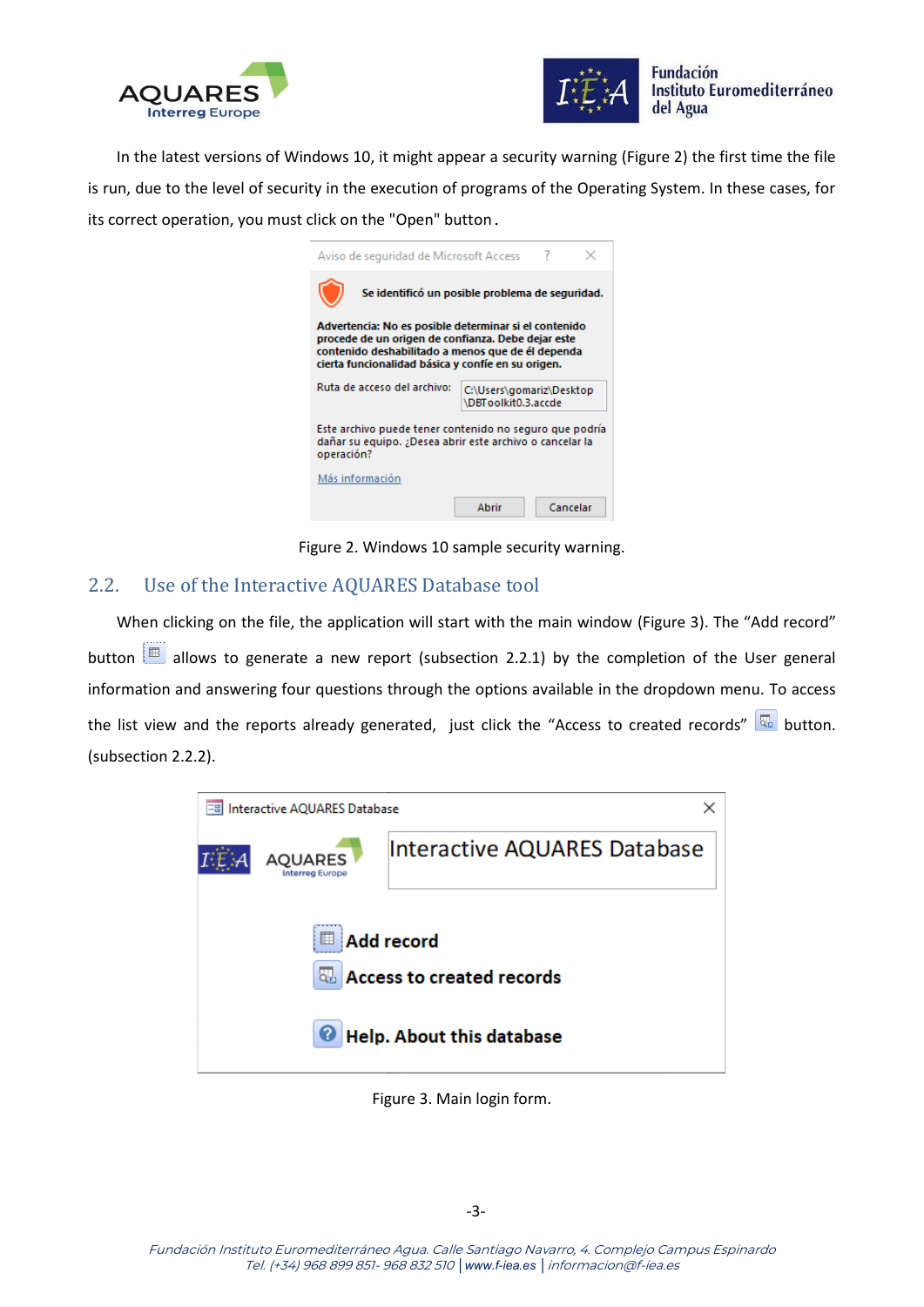In the latest versions of Windows 10, it might appear a security warning (Figure 2) the first time the file is run, due to the level of security in the execution of programs of the Operating System. In these cases, for its correct operation, you must click on the "Open" button.

Figure 2. Windows 10 sample security warning.

## 2.2. Use of the Interactive AQUARES Database tool

When clicking on the file, the application will start with the main window (Figure 3). The "Add record" button allows to generate a new report (subsection 2.2.1) by the completion of the User general information and answering four questions through the options available in the dropdown menu. To access the list view and the reports already generated, just click the "Access to created records" button. (subsection 2.2.2).

Figure 3. Main login form.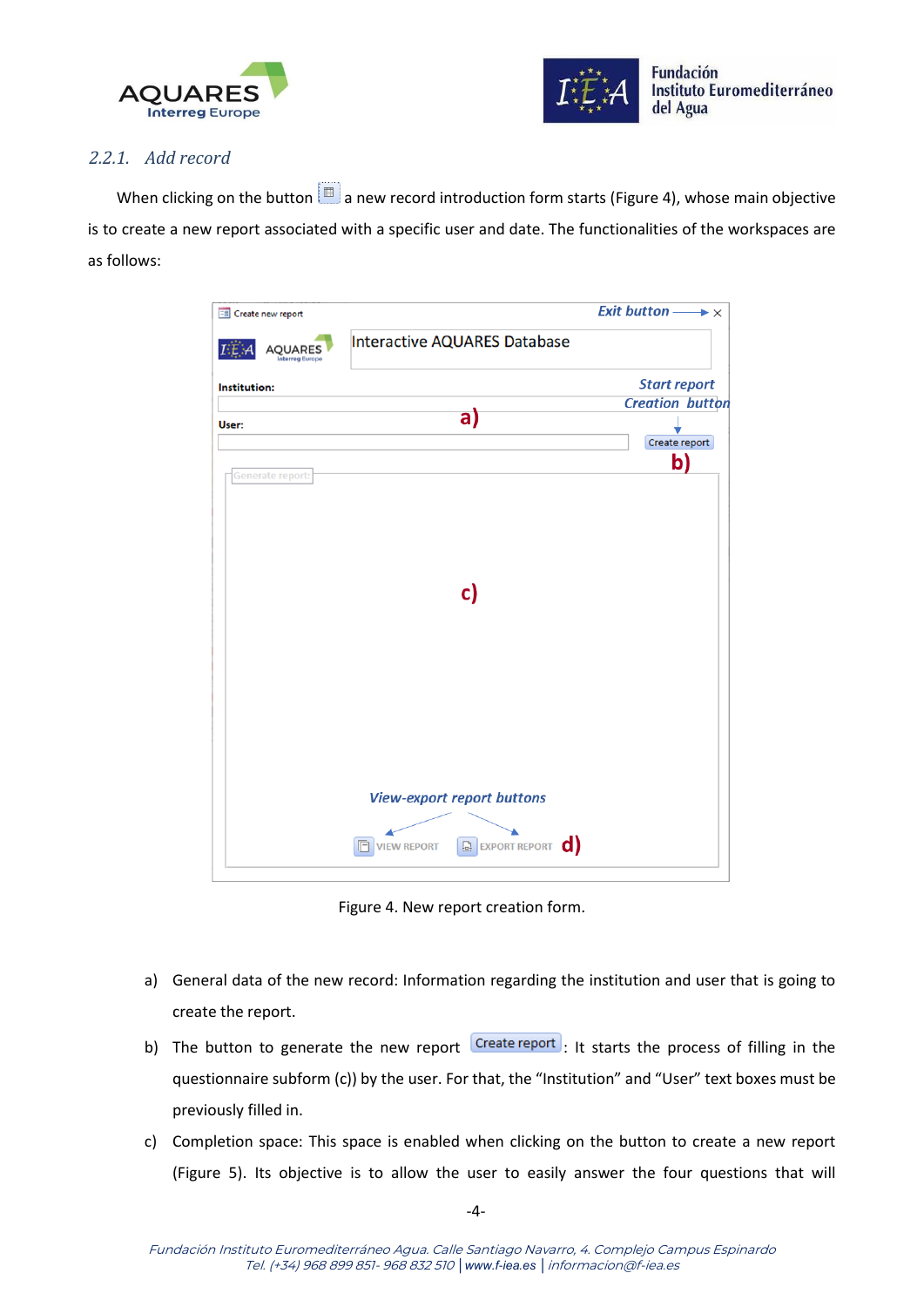### 2.2.1. Add record

When clicking on the button a new record introduction form starts (Figure 4), whose main objective is to create a new report associated with a specific user and date. The functionalities of the workspaces are as follows:

Figure 4. New report creation form.

a) General data of the new record: Information regarding the institution and user that is going to create the report.

b) The button to generate the new report Create report: It starts the process of filling in the questionnaire subform (c)) by the user. For that, the "Institution" and "User" text boxes must be previously filled in.

c) Completion space: This space is enabled when clicking on the button to create a new report (Figure 5). Its objective is to allow the user to easily answer the four questions that will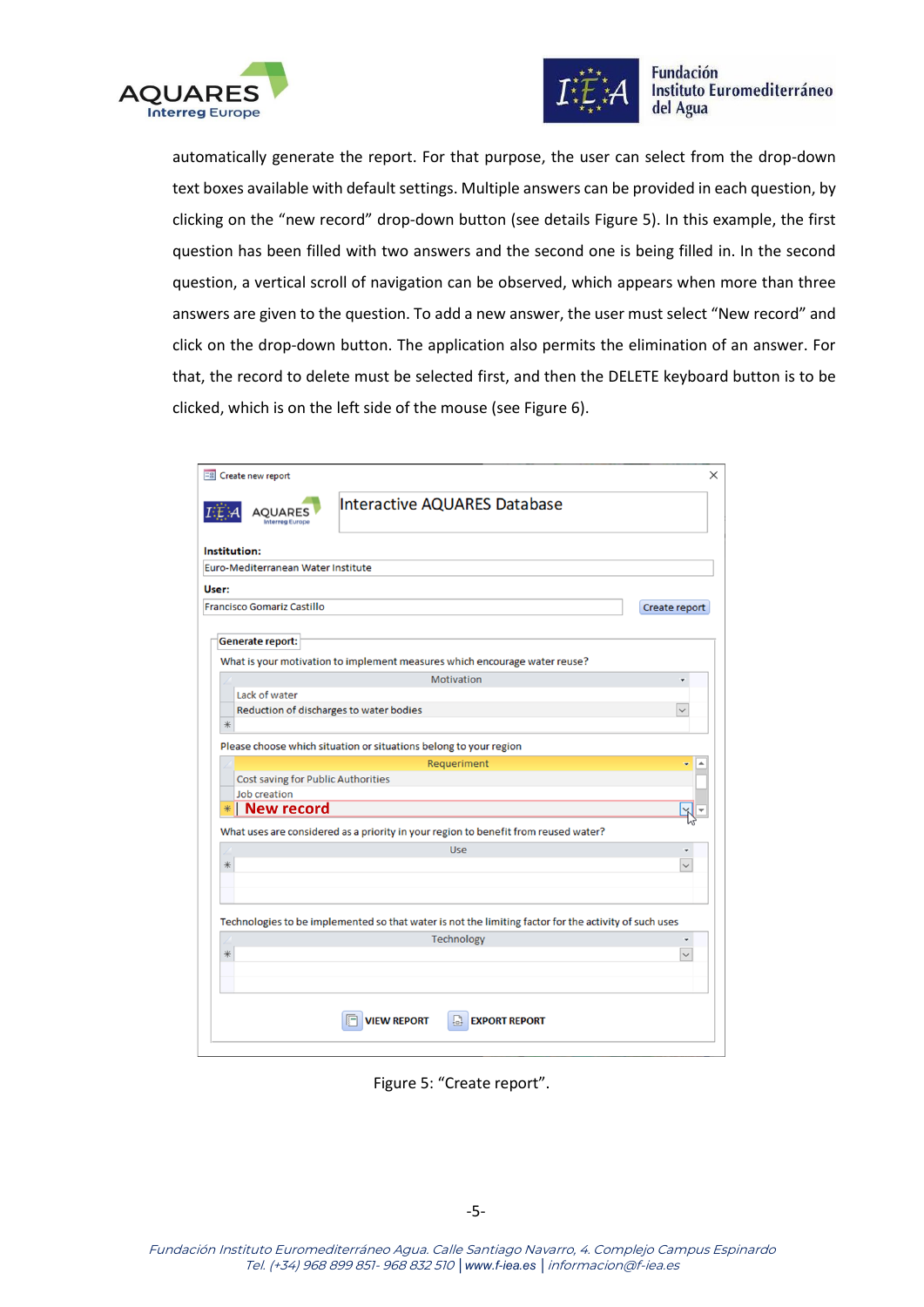automatically generate the report. For that purpose, the user can select from the drop-down text boxes available with default settings. Multiple answers can be provided in each question, by clicking on the "new record" drop-down button (see details Figure 5). In this example, the first question has been filled with two answers and the second one is being filled in. In the second question, a vertical scroll of navigation can be observed, which appears when more than three answers are given to the question. To add a new answer, the user must select "New record" and click on the drop-down button. The application also permits the elimination of an answer. For that, the record to delete must be selected first, and then the DELETE keyboard button is to be clicked, which is on the left side of the mouse (see Figure 6).

Figure 5: "Create report".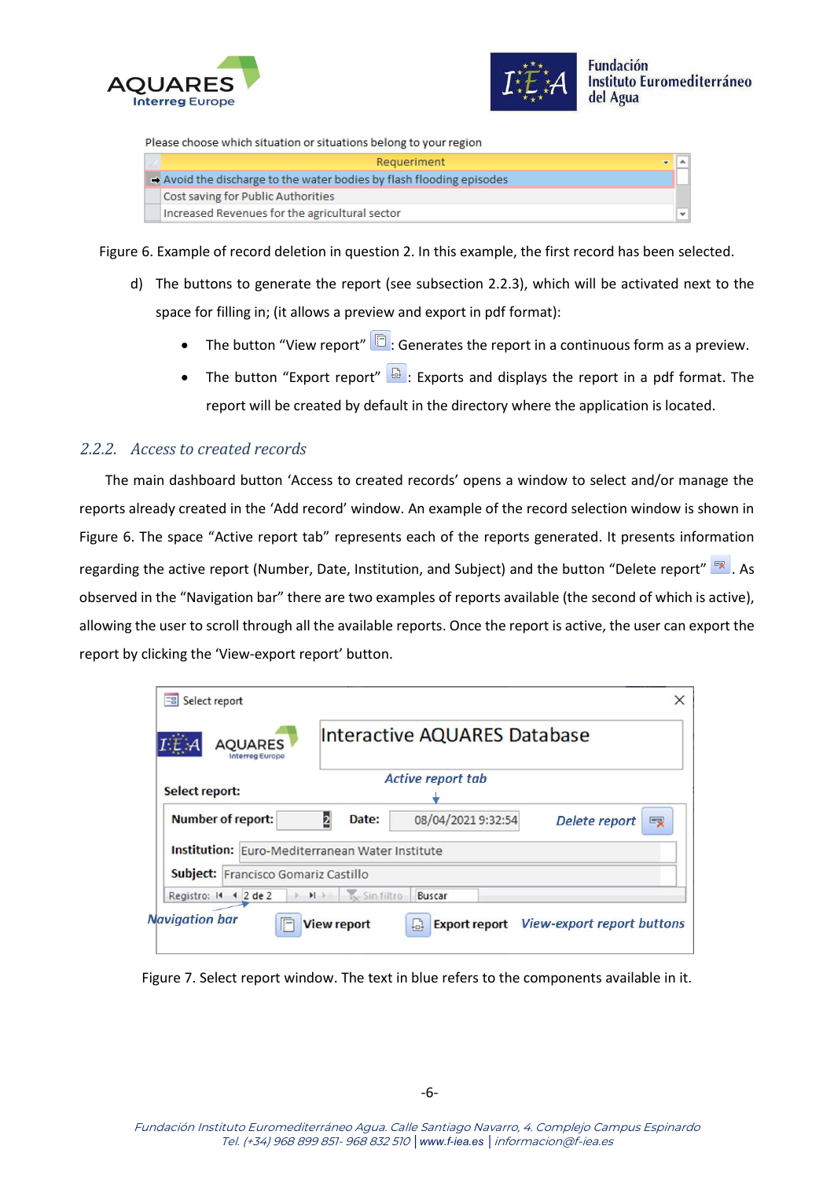Please choose which situation or situations belong to your region

| Requeriment |
| --- |
| Avoid the discharge to the water bodies by flash flooding episodes |
| Cost saving for Public Authorities |
| Increased Revenues for the agricultural sector |

Figure 6. Example of record deletion in question 2. In this example, the first record has been selected.

d) The buttons to generate the report (see subsection 2.2.3), which will be activated next to the space for filling in; (it allows a preview and export in pdf format):

- The button "View report": Generates the report in a continuous form as a preview.
- The button "Export report": Exports and displays the report in a pdf format. The report will be created by default in the directory where the application is located.

### *2.2.2. Access to created records*

The main dashboard button 'Access to created records' opens a window to select and/or manage the reports already created in the 'Add record' window. An example of the record selection window is shown in Figure 6. The space "Active report tab" represents each of the reports generated. It presents information regarding the active report (Number, Date, Institution, and Subject) and the button "Delete report". As observed in the "Navigation bar" there are two examples of reports available (the second of which is active), allowing the user to scroll through all the available reports. Once the report is active, the user can export the report by clicking the 'View-export report' button.

Select report

Interactive AQUARES Database

Select report: *Active report tab*

Number of report: 2 Date: 08/04/2021 9:32:54 *Delete report*

Institution: Euro-Mediterranean Water Institute

Subject: Francisco Gomariz Castillo

Registro: 2 de 2 Sin filtro Buscar

*Navigation bar* View report Export report *View-export report buttons*

Figure 7. Select report window. The text in blue refers to the components available in it.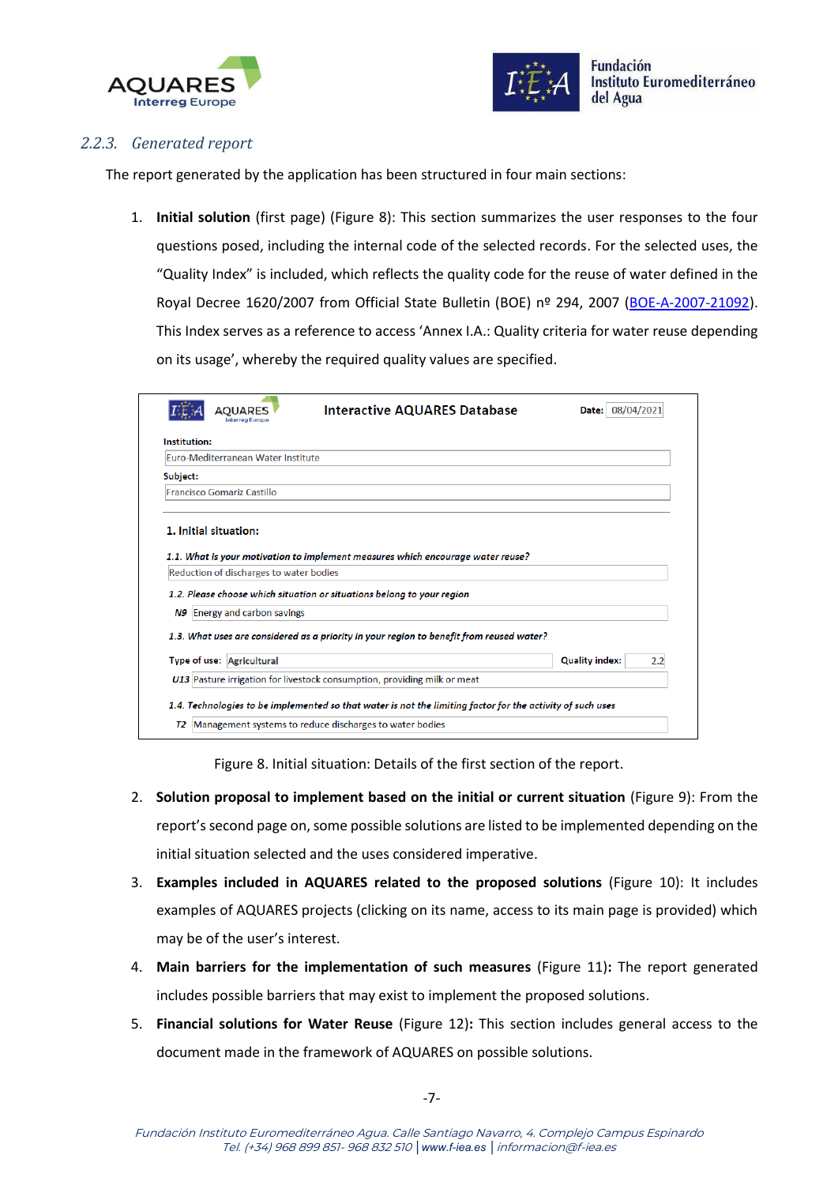### 2.2.3. Generated report

The report generated by the application has been structured in four main sections:

1. **Initial solution** (first page) (Figure 8): This section summarizes the user responses to the four questions posed, including the internal code of the selected records. For the selected uses, the "Quality Index" is included, which reflects the quality code for the reuse of water defined in the Royal Decree 1620/2007 from Official State Bulletin (BOE) nº 294, 2007 (BOE-A-2007-21092). This Index serves as a reference to access 'Annex I.A.: Quality criteria for water reuse depending on its usage', whereby the required quality values are specified.

**Interactive AQUARES Database** — **Date:** 08/04/2021

**Institution:**
Euro-Mediterranean Water Institute

**Subject:**
Francisco Gomariz Castillo

**1. Initial situation:**

*1.1. What is your motivation to implement measures which encourage water reuse?*
Reduction of discharges to water bodies

*1.2. Please choose which situation or situations belong to your region*
*N9* Energy and carbon savings

*1.3. What uses are considered as a priority in your region to benefit from reused water?*
**Type of use:** Agricultural — **Quality index:** 2.2
*U13* Pasture irrigation for livestock consumption, providing milk or meat

*1.4. Technologies to be implemented so that water is not the limiting factor for the activity of such uses*
*T2* Management systems to reduce discharges to water bodies

Figure 8. Initial situation: Details of the first section of the report.

2. **Solution proposal to implement based on the initial or current situation** (Figure 9): From the report's second page on, some possible solutions are listed to be implemented depending on the initial situation selected and the uses considered imperative.
3. **Examples included in AQUARES related to the proposed solutions** (Figure 10): It includes examples of AQUARES projects (clicking on its name, access to its main page is provided) which may be of the user's interest.
4. **Main barriers for the implementation of such measures** (Figure 11)**:** The report generated includes possible barriers that may exist to implement the proposed solutions.
5. **Financial solutions for Water Reuse** (Figure 12)**:** This section includes general access to the document made in the framework of AQUARES on possible solutions.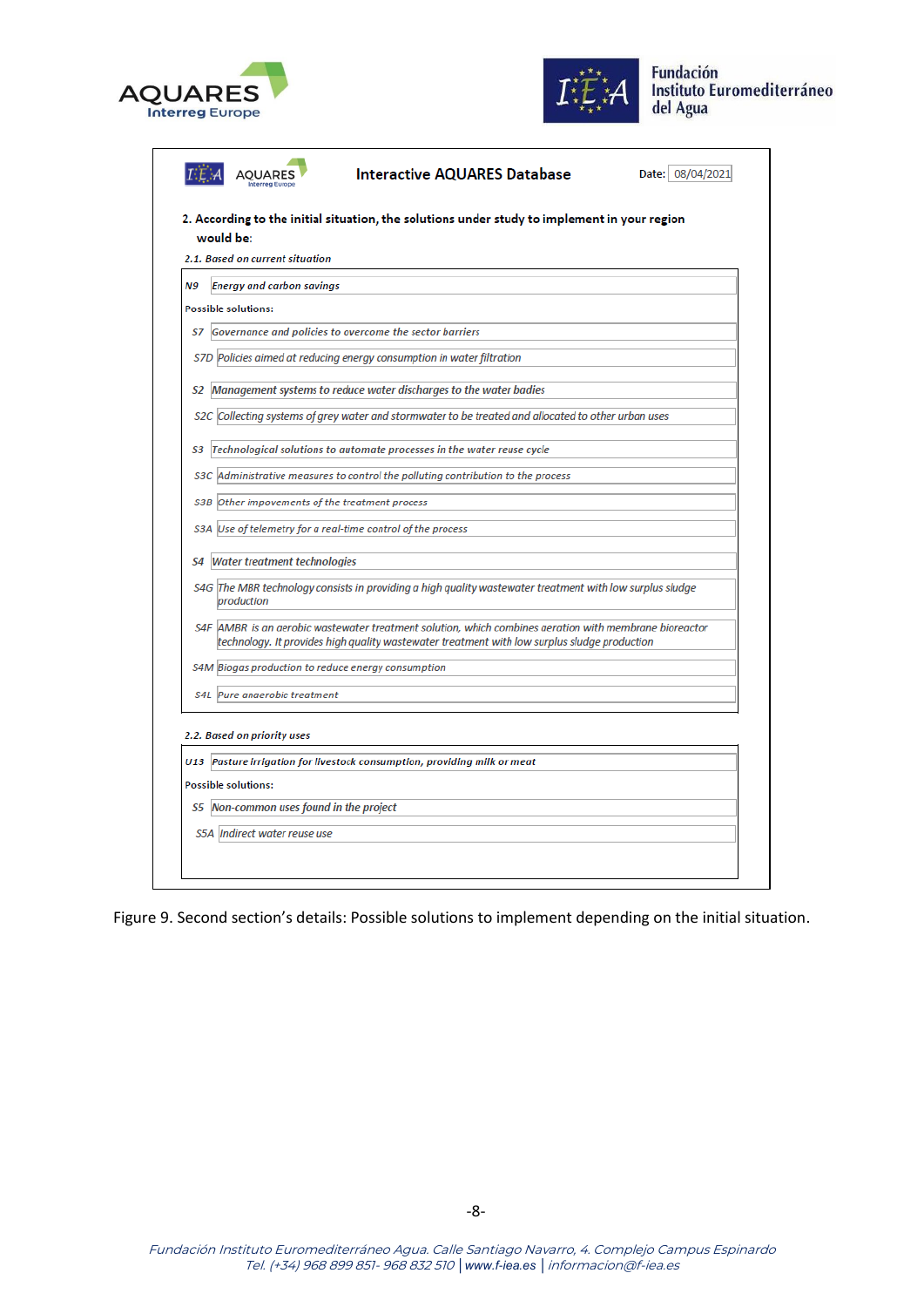**Interactive AQUARES Database** Date: 08/04/2021

2. According to the initial situation, the solutions under study to implement in your region would be:

*2.1. Based on current situation*

N9 *Energy and carbon savings*

Possible solutions:

- S7 *Governance and policies to overcome the sector barriers*
  - S7D *Policies aimed at reducing energy consumption in water filtration*
- S2 *Management systems to reduce water discharges to the water badies*
  - S2C *Collecting systems of grey water and stormwater to be treated and allocated to other urban uses*
- S3 *Technological solutions to automate processes in the water reuse cycle*
  - S3C *Administrative measures to control the polluting contribution to the process*
  - S3B *Other impovements of the treatment process*
  - S3A *Use of telemetry for a real-time control of the process*
- S4 *Water treatment technologies*
  - S4G *The MBR technology consists in providing a high quality wastewater treatment with low surplus sludge production*
  - S4F *AMBR is an aerobic wastewater treatment solution, which combines aeration with membrane bioreactor technology. It provides high quality wastewater treatment with low surplus sludge production*
  - S4M *Biogas production to reduce energy consumption*
  - S4L *Pure anaerobic treatment*

*2.2. Based on priority uses*

U13 *Pasture irrigation for livestock consumption, providing milk or meat*

Possible solutions:

- S5 *Non-common uses found in the project*
  - S5A *Indirect water reuse use*

Figure 9. Second section's details: Possible solutions to implement depending on the initial situation.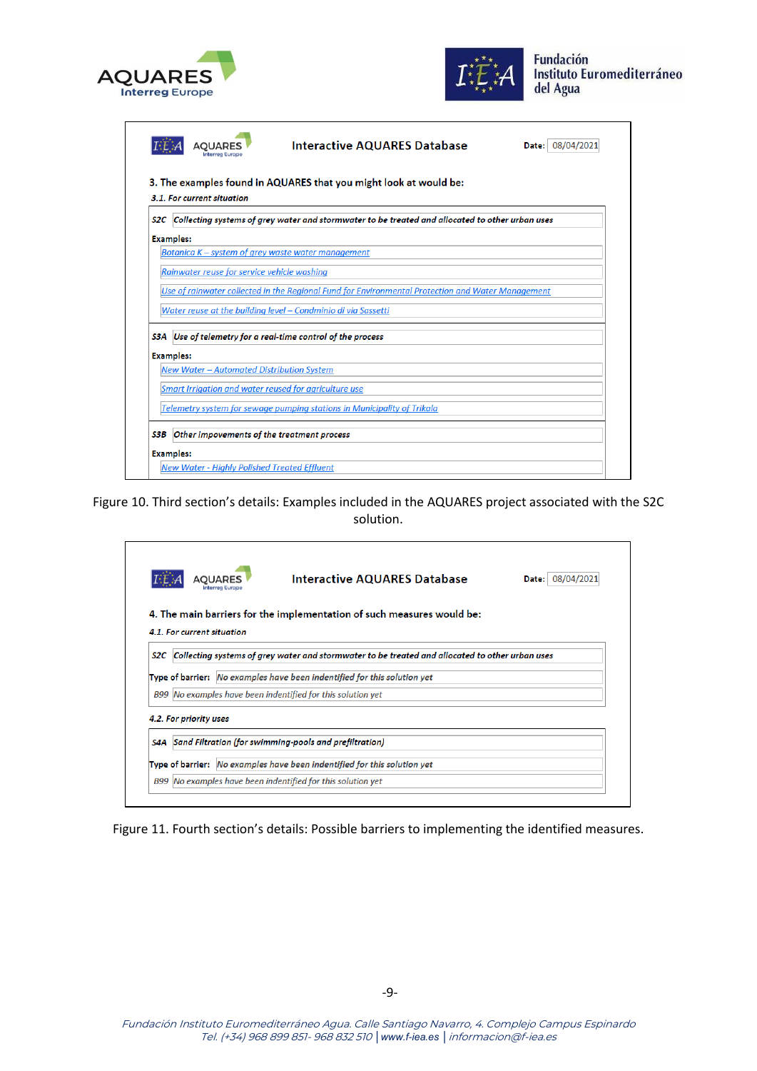**Interactive AQUARES Database** Date: 08/04/2021

3. The examples found in AQUARES that you might look at would be:

*3.1. For current situation*

| S2C | *Collecting systems of grey water and stormwater to be treated and allocated to other urban uses* |
|---|---|

**Examples:**

- *Botanica K – system of grey waste water management*
- *Rainwater reuse for service vehicle washing*
- *Use of rainwater collected in the Regional Fund for Environmental Protection and Water Management*
- *Water reuse at the building level – Condminio di via Sassetti*

| S3A | *Use of telemetry for a real-time control of the process* |
|---|---|

**Examples:**

- *New Water – Automated Distribution System*
- *Smart Irrigation and water reused for agriculture use*
- *Telemetry system for sewage pumping stations in Municipality of Trikala*

| S3B | *Other improvements of the treatment process* |
|---|---|

**Examples:**

- *New Water - Highly Polished Treated Effluent*

Figure 10. Third section's details: Examples included in the AQUARES project associated with the S2C solution.

**Interactive AQUARES Database** Date: 08/04/2021

4. The main barriers for the implementation of such measures would be:

*4.1. For current situation*

| S2C | *Collecting systems of grey water and stormwater to be treated and allocated to other urban uses* |
|---|---|
| Type of barrier: | *No examples have been indentified for this solution yet* |
| B99 | *No examples have been indentified for this solution yet* |

*4.2. For priority uses*

| S4A | *Sand Filtration (for swimming-pools and prefiltration)* |
|---|---|
| Type of barrier: | *No examples have been indentified for this solution yet* |
| B99 | *No examples have been indentified for this solution yet* |

Figure 11. Fourth section's details: Possible barriers to implementing the identified measures.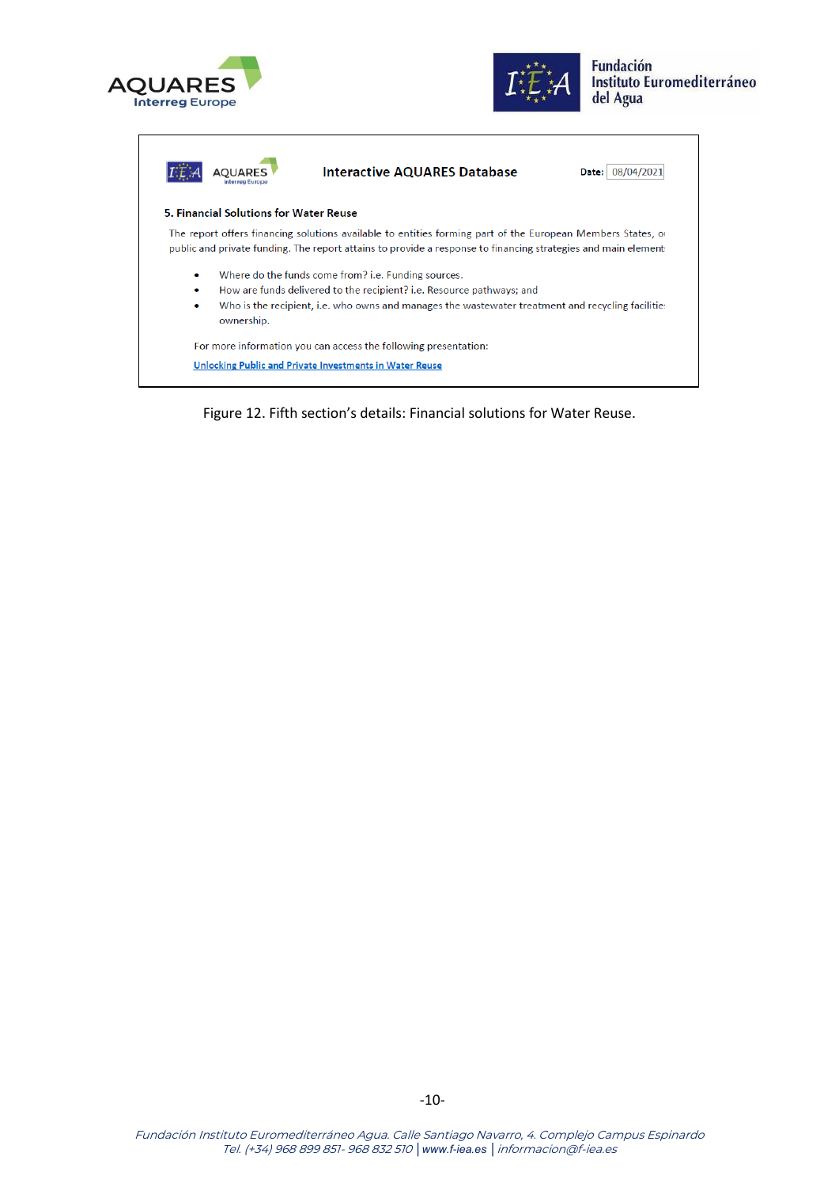Interactive AQUARES Database

Date: 08/04/2021

5. Financial Solutions for Water Reuse

The report offers financing solutions available to entities forming part of the European Members States, o public and private funding. The report attains to provide a response to financing strategies and main element

- Where do the funds come from? i.e. Funding sources.
- How are funds delivered to the recipient? i.e. Resource pathways; and
- Who is the recipient, i.e. who owns and manages the wastewater treatment and recycling facilitie ownership.

For more information you can access the following presentation:

Unlocking Public and Private Investments in Water Reuse

Figure 12. Fifth section's details: Financial solutions for Water Reuse.